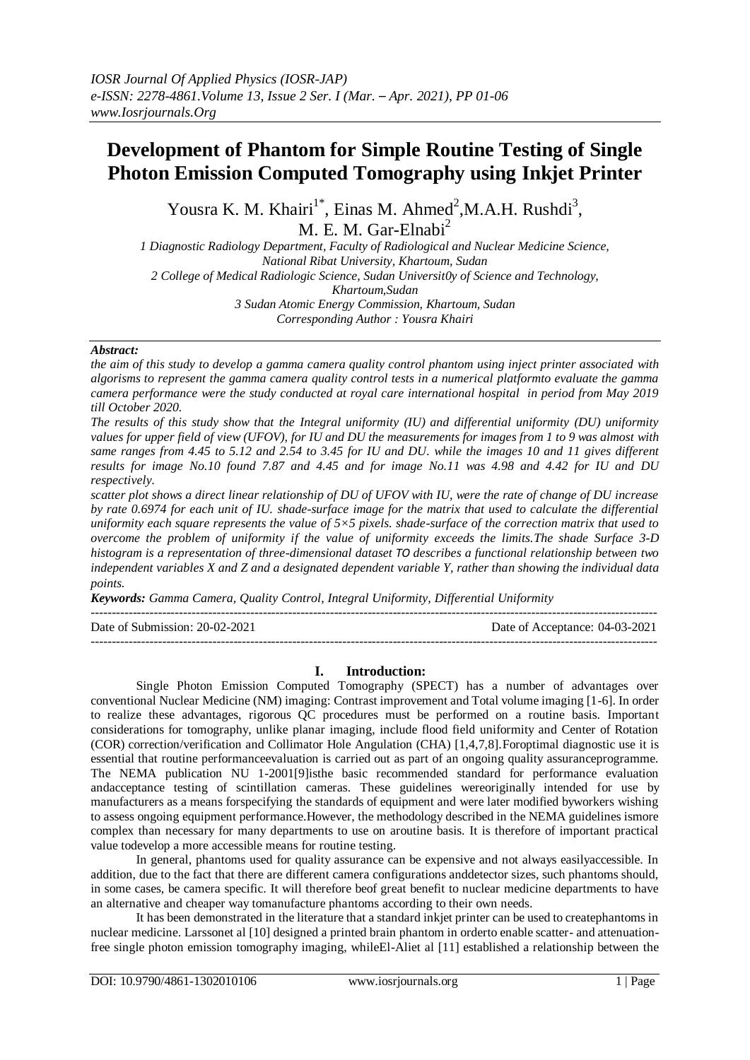# Development of Phantom for Simple Routine Testing of Single Photon Emission Computed Tomography using Inkjet Printer

Yousra K. M. Khairi[1*], Einas M. Ahmed[2], M.A.H. Rushdi[3], M. E. M. Gar-Elnabi[2]

1 Diagnostic Radiology Department, Faculty of Radiological and Nuclear Medicine Science, National Ribat University, Khartoum, Sudan
2 College of Medical Radiologic Science, Sudan Universit0y of Science and Technology, Khartoum, Sudan
3 Sudan Atomic Energy Commission, Khartoum, Sudan
Corresponding Author : Yousra Khairi

***Abstract:***

*the aim of this study to develop a gamma camera quality control phantom using inject printer associated with algorisms to represent the gamma camera quality control tests in a numerical platformto evaluate the gamma camera performance were the study conducted at royal care international hospital in period from May 2019 till October 2020.*

*The results of this study show that the Integral uniformity (IU) and differential uniformity (DU) uniformity values for upper field of view (UFOV), for IU and DU the measurements for images from 1 to 9 was almost with same ranges from 4.45 to 5.12 and 2.54 to 3.45 for IU and DU. while the images 10 and 11 gives different results for image No.10 found 7.87 and 4.45 and for image No.11 was 4.98 and 4.42 for IU and DU respectively.*

*scatter plot shows a direct linear relationship of DU of UFOV with IU, were the rate of change of DU increase by rate 0.6974 for each unit of IU. shade-surface image for the matrix that used to calculate the differential uniformity each square represents the value of 5×5 pixels. shade-surface of the correction matrix that used to overcome the problem of uniformity if the value of uniformity exceeds the limits.The shade Surface 3-D histogram is a representation of three-dimensional dataset TO describes a functional relationship between two independent variables X and Z and a designated dependent variable Y, rather than showing the individual data points.*

***Keywords:*** *Gamma Camera, Quality Control, Integral Uniformity, Differential Uniformity*

---

Date of Submission: 20-02-2021 Date of Acceptance: 04-03-2021

---

## I. Introduction:

Single Photon Emission Computed Tomography (SPECT) has a number of advantages over conventional Nuclear Medicine (NM) imaging: Contrast improvement and Total volume imaging [1-6]. In order to realize these advantages, rigorous QC procedures must be performed on a routine basis. Important considerations for tomography, unlike planar imaging, include flood field uniformity and Center of Rotation (COR) correction/verification and Collimator Hole Angulation (CHA) [1,4,7,8].Foroptimal diagnostic use it is essential that routine performanceevaluation is carried out as part of an ongoing quality assuranceprogramme. The NEMA publication NU 1-2001[9]isthe basic recommended standard for performance evaluation andacceptance testing of scintillation cameras. These guidelines wereoriginally intended for use by manufacturers as a means forspecifying the standards of equipment and were later modified byworkers wishing to assess ongoing equipment performance.However, the methodology described in the NEMA guidelines ismore complex than necessary for many departments to use on aroutine basis. It is therefore of important practical value todevelop a more accessible means for routine testing.

In general, phantoms used for quality assurance can be expensive and not always easilyaccessible. In addition, due to the fact that there are different camera configurations anddetector sizes, such phantoms should, in some cases, be camera specific. It will therefore beof great benefit to nuclear medicine departments to have an alternative and cheaper way tomanufacture phantoms according to their own needs.

It has been demonstrated in the literature that a standard inkjet printer can be used to createphantoms in nuclear medicine. Larssonet al [10] designed a printed brain phantom in orderto enable scatter- and attenuation-free single photon emission tomography imaging, whileEl-Aliet al [11] established a relationship between the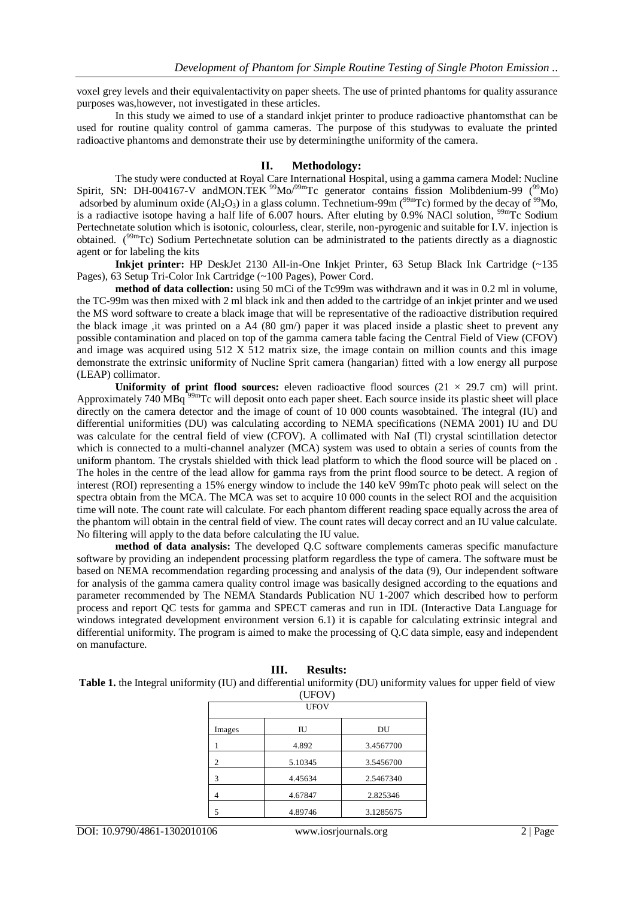voxel grey levels and their equivalentactivity on paper sheets. The use of printed phantoms for quality assurance purposes was,however, not investigated in these articles.

In this study we aimed to use of a standard inkjet printer to produce radioactive phantomsthat can be used for routine quality control of gamma cameras. The purpose of this studywas to evaluate the printed radioactive phantoms and demonstrate their use by determiningthe uniformity of the camera.

## II. Methodology:

The study were conducted at Royal Care International Hospital, using a gamma camera Model: Nucline Spirit, SN: DH-004167-V andMON.TEK $^{99}$Mo/$^{99m}$Tc generator contains fission Molibdenium-99 ($^{99}$Mo) adsorbed by aluminum oxide ($Al_2O_3$) in a glass column. Technetium-99m ($^{99m}$Tc) formed by the decay of $^{99}$Mo, is a radiactive isotope having a half life of 6.007 hours. After eluting by 0.9% NACl solution, $^{99m}$Tc Sodium Pertechnetate solution which is isotonic, colourless, clear, sterile, non-pyrogenic and suitable for I.V. injection is obtained. ($^{99m}$Tc) Sodium Pertechnetate solution can be administrated to the patients directly as a diagnostic agent or for labeling the kits

**Inkjet printer:** HP DeskJet 2130 All-in-One Inkjet Printer, 63 Setup Black Ink Cartridge (~135 Pages), 63 Setup Tri-Color Ink Cartridge (~100 Pages), Power Cord.

**method of data collection:** using 50 mCi of the Tc99m was withdrawn and it was in 0.2 ml in volume, the TC-99m was then mixed with 2 ml black ink and then added to the cartridge of an inkjet printer and we used the MS word software to create a black image that will be representative of the radioactive distribution required the black image ,it was printed on a A4 (80 gm/) paper it was placed inside a plastic sheet to prevent any possible contamination and placed on top of the gamma camera table facing the Central Field of View (CFOV) and image was acquired using 512 X 512 matrix size, the image contain on million counts and this image demonstrate the extrinsic uniformity of Nucline Sprit camera (hangarian) fitted with a low energy all purpose (LEAP) collimator.

**Uniformity of print flood sources:** eleven radioactive flood sources (21 × 29.7 cm) will print. Approximately 740 MBq $^{99m}$Tc will deposit onto each paper sheet. Each source inside its plastic sheet will place directly on the camera detector and the image of count of 10 000 counts wasobtained. The integral (IU) and differential uniformities (DU) was calculating according to NEMA specifications (NEMA 2001) IU and DU was calculate for the central field of view (CFOV). A collimated with NaI (Tl) crystal scintillation detector which is connected to a multi-channel analyzer (MCA) system was used to obtain a series of counts from the uniform phantom. The crystals shielded with thick lead platform to which the flood source will be placed on . The holes in the centre of the lead allow for gamma rays from the print flood source to be detect. A region of interest (ROI) representing a 15% energy window to include the 140 keV 99mTc photo peak will select on the spectra obtain from the MCA. The MCA was set to acquire 10 000 counts in the select ROI and the acquisition time will note. The count rate will calculate. For each phantom different reading space equally across the area of the phantom will obtain in the central field of view. The count rates will decay correct and an IU value calculate. No filtering will apply to the data before calculating the IU value.

**method of data analysis:** The developed Q.C software complements cameras specific manufacture software by providing an independent processing platform regardless the type of camera. The software must be based on NEMA recommendation regarding processing and analysis of the data (9), Our independent software for analysis of the gamma camera quality control image was basically designed according to the equations and parameter recommended by The NEMA Standards Publication NU 1-2007 which described how to perform process and report QC tests for gamma and SPECT cameras and run in IDL (Interactive Data Language for windows integrated development environment version 6.1) it is capable for calculating extrinsic integral and differential uniformity. The program is aimed to make the processing of Q.C data simple, easy and independent on manufacture.

## III. Results:

**Table 1.** the Integral uniformity (IU) and differential uniformity (DU) uniformity values for upper field of view (UFOV)

| UFOV | | |
|---|---|---|
| Images | IU | DU |
| 1 | 4.892 | 3.4567700 |
| 2 | 5.10345 | 3.5456700 |
| 3 | 4.45634 | 2.5467340 |
| 4 | 4.67847 | 2.825346 |
| 5 | 4.89746 | 3.1285675 |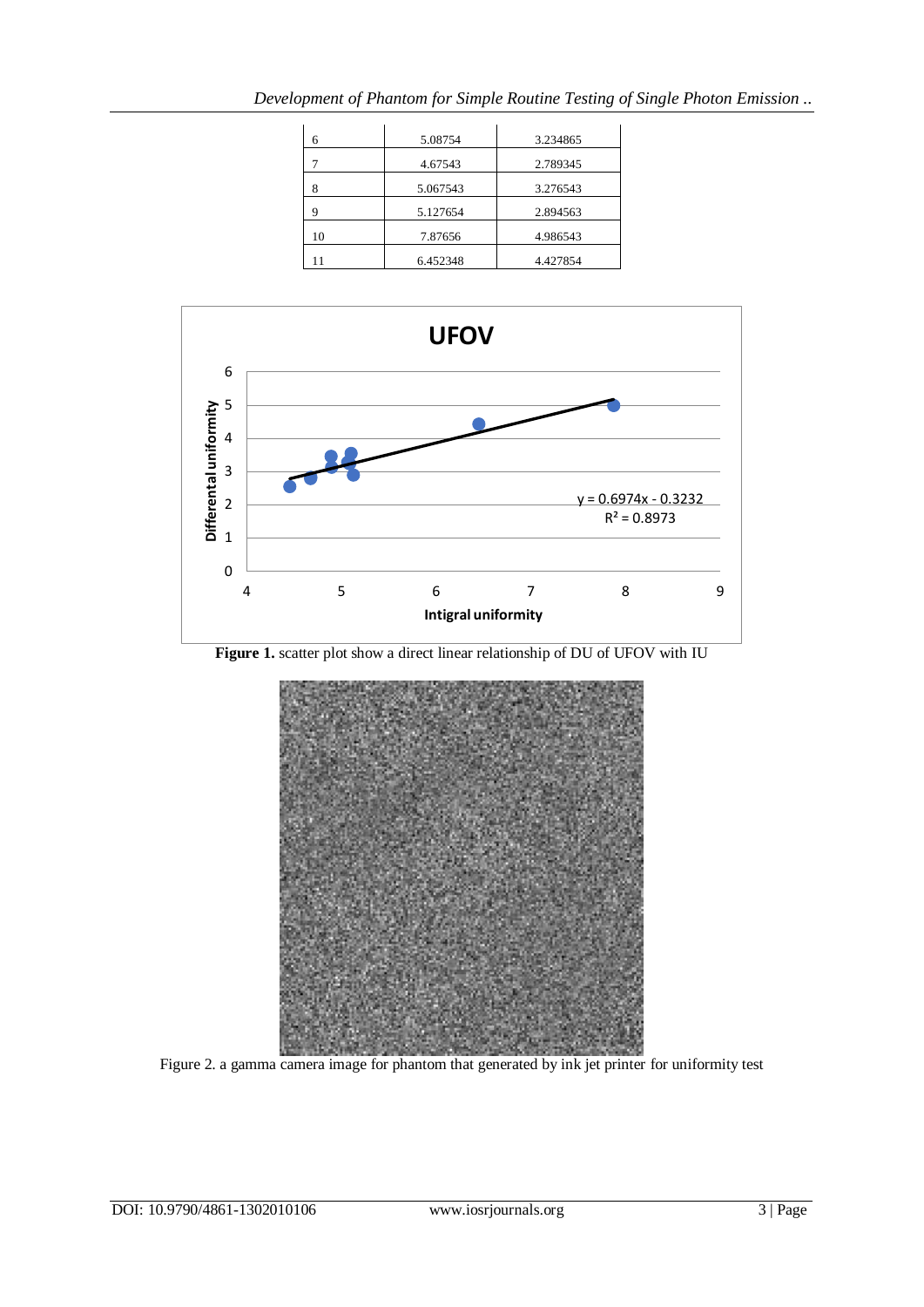| 6 | 5.08754 | 3.234865 |
|---|---|---|
| 7 | 4.67543 | 2.789345 |
| 8 | 5.067543 | 3.276543 |
| 9 | 5.127654 | 2.894563 |
| 10 | 7.87656 | 4.986543 |
| 11 | 6.452348 | 4.427854 |

**Figure 1.** scatter plot show a direct linear relationship of DU of UFOV with IU

Figure 2. a gamma camera image for phantom that generated by ink jet printer for uniformity test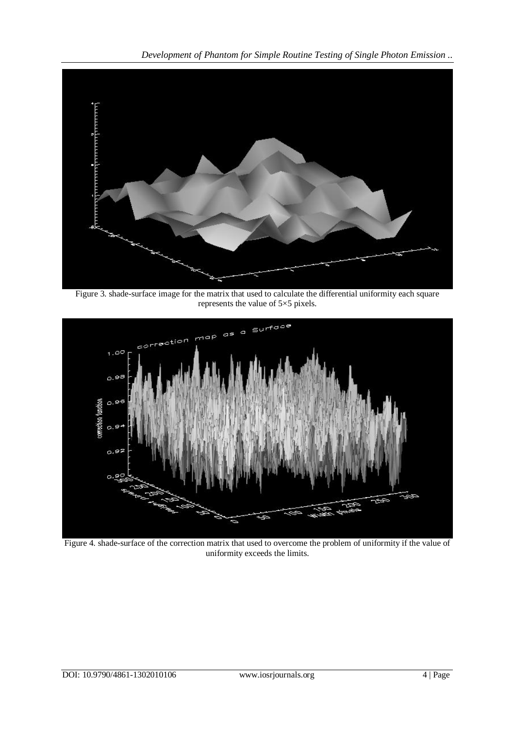Figure 3. shade-surface image for the matrix that used to calculate the differential uniformity each square represents the value of 5×5 pixels.

Figure 4. shade-surface of the correction matrix that used to overcome the problem of uniformity if the value of uniformity exceeds the limits.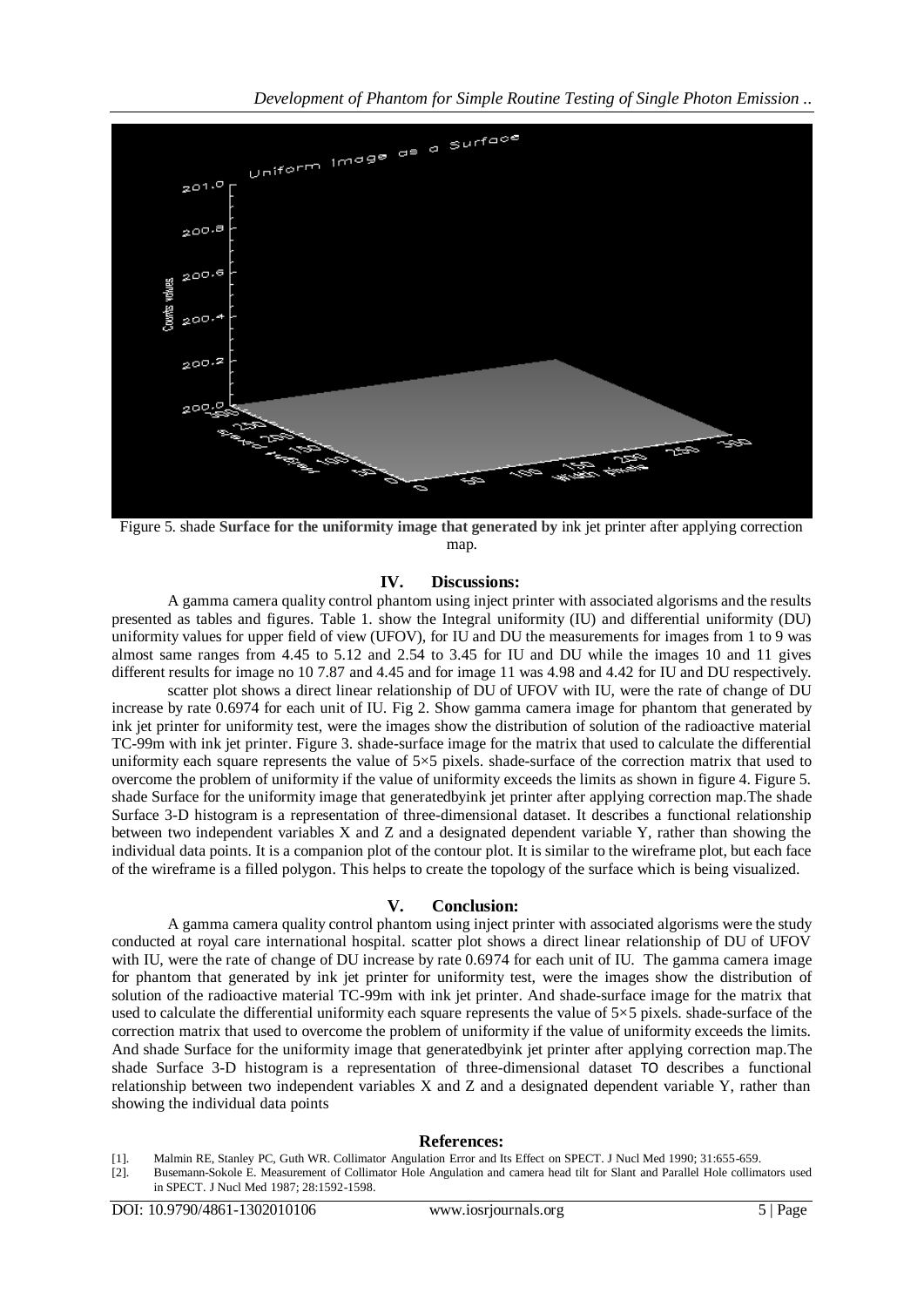Figure 5. shade **Surface for the uniformity image that generated by** ink jet printer after applying correction map.

## IV. Discussions:

A gamma camera quality control phantom using inject printer with associated algorisms and the results presented as tables and figures. Table 1. show the Integral uniformity (IU) and differential uniformity (DU) uniformity values for upper field of view (UFOV), for IU and DU the measurements for images from 1 to 9 was almost same ranges from 4.45 to 5.12 and 2.54 to 3.45 for IU and DU while the images 10 and 11 gives different results for image no 10 7.87 and 4.45 and for image 11 was 4.98 and 4.42 for IU and DU respectively.

scatter plot shows a direct linear relationship of DU of UFOV with IU, were the rate of change of DU increase by rate 0.6974 for each unit of IU. Fig 2. Show gamma camera image for phantom that generated by ink jet printer for uniformity test, were the images show the distribution of solution of the radioactive material TC-99m with ink jet printer. Figure 3. shade-surface image for the matrix that used to calculate the differential uniformity each square represents the value of 5×5 pixels. shade-surface of the correction matrix that used to overcome the problem of uniformity if the value of uniformity exceeds the limits as shown in figure 4. Figure 5. shade Surface for the uniformity image that generatedbyink jet printer after applying correction map.The shade Surface 3-D histogram is a representation of three-dimensional dataset. It describes a functional relationship between two independent variables X and Z and a designated dependent variable Y, rather than showing the individual data points. It is a companion plot of the contour plot. It is similar to the wireframe plot, but each face of the wireframe is a filled polygon. This helps to create the topology of the surface which is being visualized.

## V. Conclusion:

A gamma camera quality control phantom using inject printer with associated algorisms were the study conducted at royal care international hospital. scatter plot shows a direct linear relationship of DU of UFOV with IU, were the rate of change of DU increase by rate 0.6974 for each unit of IU. The gamma camera image for phantom that generated by ink jet printer for uniformity test, were the images show the distribution of solution of the radioactive material TC-99m with ink jet printer. And shade-surface image for the matrix that used to calculate the differential uniformity each square represents the value of 5×5 pixels. shade-surface of the correction matrix that used to overcome the problem of uniformity if the value of uniformity exceeds the limits. And shade Surface for the uniformity image that generatedbyink jet printer after applying correction map.The shade Surface 3-D histogram is a representation of three-dimensional dataset TO describes a functional relationship between two independent variables X and Z and a designated dependent variable Y, rather than showing the individual data points

## References:

[1]. Malmin RE, Stanley PC, Guth WR. Collimator Angulation Error and Its Effect on SPECT. J Nucl Med 1990; 31:655-659.

[2]. Busemann-Sokole E. Measurement of Collimator Hole Angulation and camera head tilt for Slant and Parallel Hole collimators used in SPECT. J Nucl Med 1987; 28:1592-1598.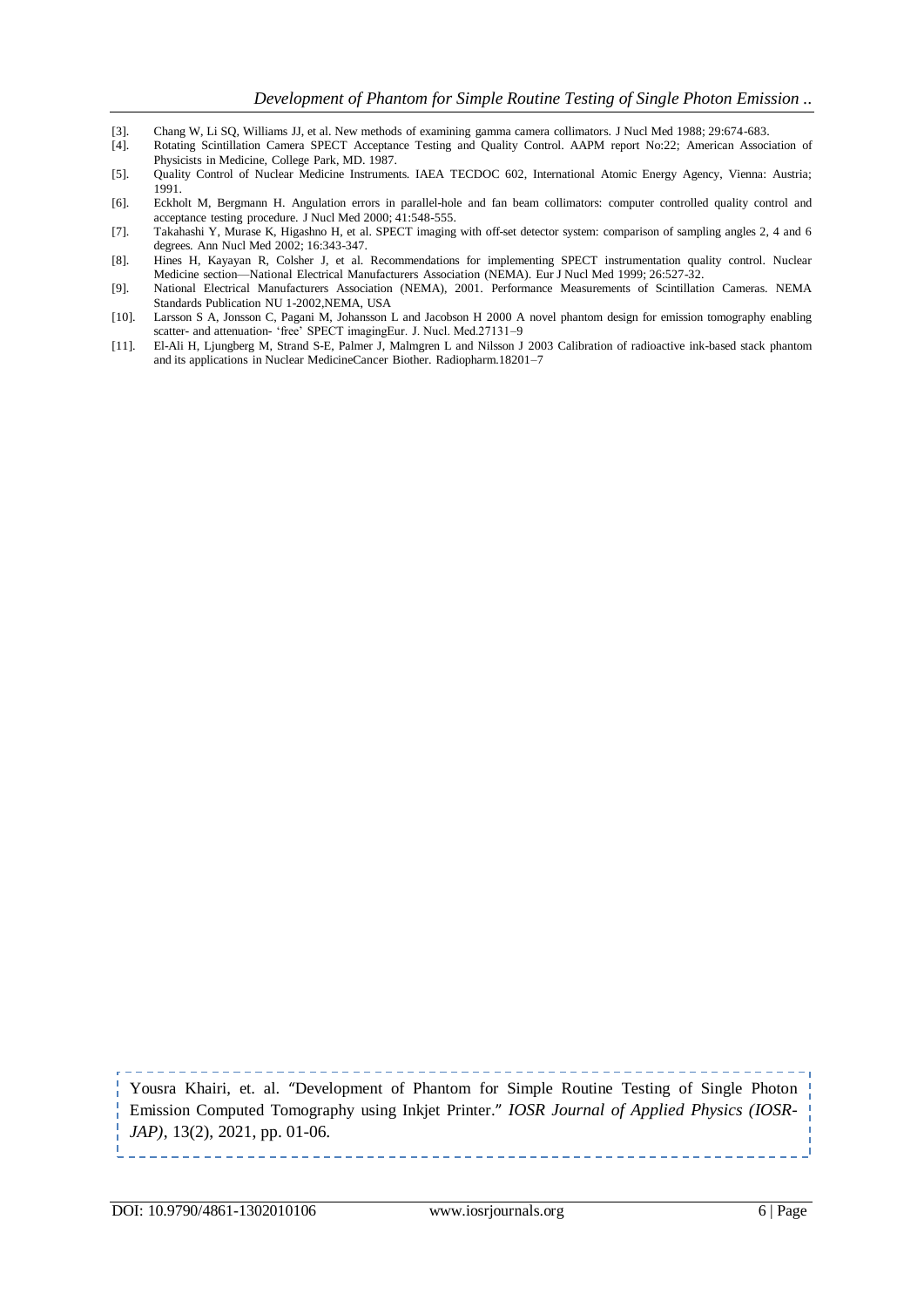[3]. Chang W, Li SQ, Williams JJ, et al. New methods of examining gamma camera collimators. J Nucl Med 1988; 29:674-683.

[4]. Rotating Scintillation Camera SPECT Acceptance Testing and Quality Control. AAPM report No:22; American Association of Physicists in Medicine, College Park, MD. 1987.

[5]. Quality Control of Nuclear Medicine Instruments. IAEA TECDOC 602, International Atomic Energy Agency, Vienna: Austria; 1991.

[6]. Eckholt M, Bergmann H. Angulation errors in parallel-hole and fan beam collimators: computer controlled quality control and acceptance testing procedure. J Nucl Med 2000; 41:548-555.

[7]. Takahashi Y, Murase K, Higashno H, et al. SPECT imaging with off-set detector system: comparison of sampling angles 2, 4 and 6 degrees. Ann Nucl Med 2002; 16:343-347.

[8]. Hines H, Kayayan R, Colsher J, et al. Recommendations for implementing SPECT instrumentation quality control. Nuclear Medicine section—National Electrical Manufacturers Association (NEMA). Eur J Nucl Med 1999; 26:527-32.

[9]. National Electrical Manufacturers Association (NEMA), 2001. Performance Measurements of Scintillation Cameras. NEMA Standards Publication NU 1-2002,NEMA, USA

[10]. Larsson S A, Jonsson C, Pagani M, Johansson L and Jacobson H 2000 A novel phantom design for emission tomography enabling scatter- and attenuation- 'free' SPECT imagingEur. J. Nucl. Med.27131–9

[11]. El-Ali H, Ljungberg M, Strand S-E, Palmer J, Malmgren L and Nilsson J 2003 Calibration of radioactive ink-based stack phantom and its applications in Nuclear MedicineCancer Biother. Radiopharm.18201–7

Yousra Khairi, et. al. "Development of Phantom for Simple Routine Testing of Single Photon Emission Computed Tomography using Inkjet Printer." *IOSR Journal of Applied Physics (IOSR-JAP)*, 13(2), 2021, pp. 01-06.